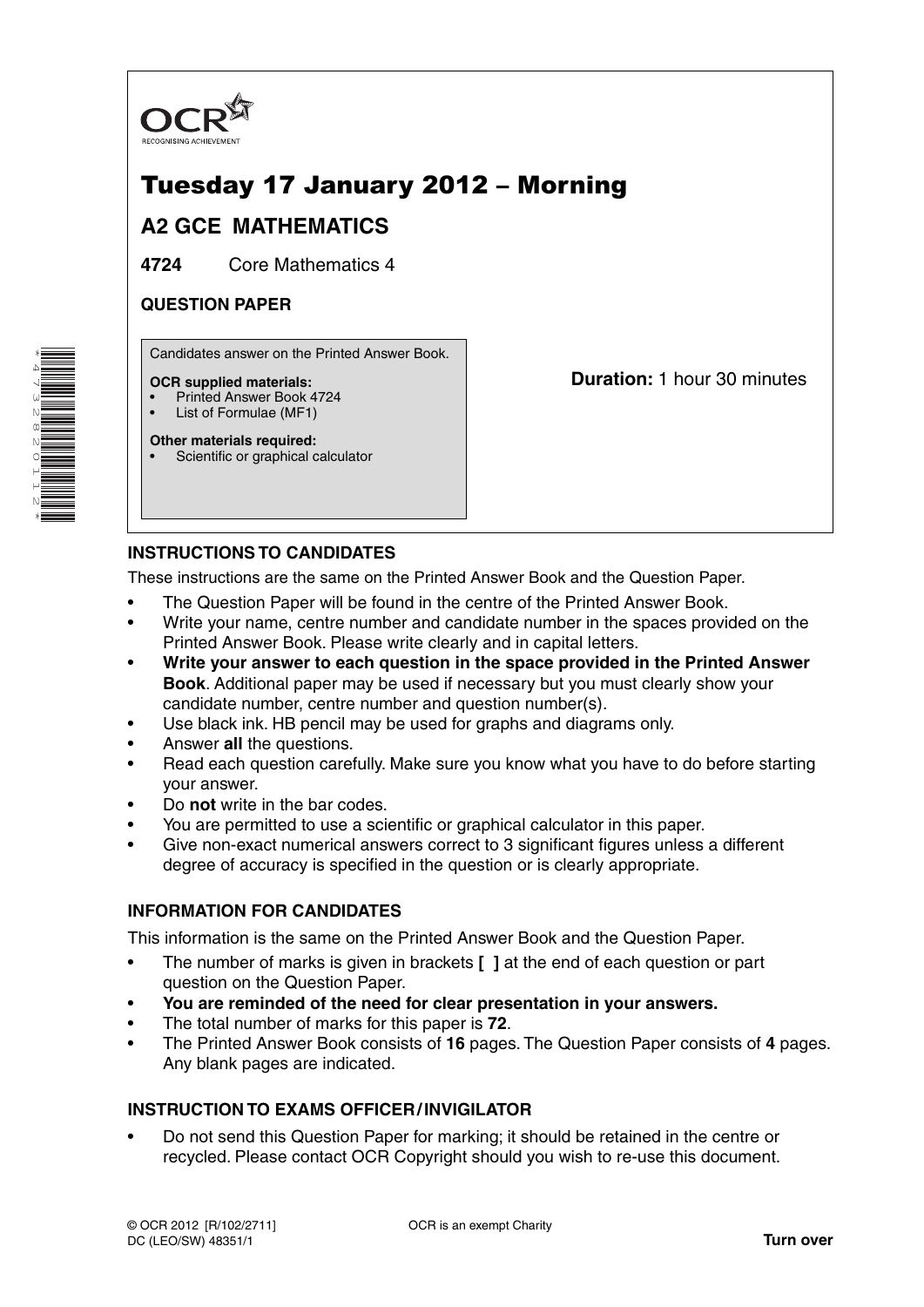OCR

RECOGNISING ACHIEVEMENT

# Tuesday 17 January 2012 – Morning

## A2 GCE MATHEMATICS

**4724** Core Mathematics 4

**QUESTION PAPER**

Candidates answer on the Printed Answer Book.

**OCR supplied materials:**
- Printed Answer Book 4724
- List of Formulae (MF1)

**Other materials required:**
- Scientific or graphical calculator

**Duration:** 1 hour 30 minutes

### INSTRUCTIONS TO CANDIDATES

These instructions are the same on the Printed Answer Book and the Question Paper.

- The Question Paper will be found in the centre of the Printed Answer Book.
- Write your name, centre number and candidate number in the spaces provided on the Printed Answer Book. Please write clearly and in capital letters.
- **Write your answer to each question in the space provided in the Printed Answer Book**. Additional paper may be used if necessary but you must clearly show your candidate number, centre number and question number(s).
- Use black ink. HB pencil may be used for graphs and diagrams only.
- Answer **all** the questions.
- Read each question carefully. Make sure you know what you have to do before starting your answer.
- Do **not** write in the bar codes.
- You are permitted to use a scientific or graphical calculator in this paper.
- Give non-exact numerical answers correct to 3 significant figures unless a different degree of accuracy is specified in the question or is clearly appropriate.

### INFORMATION FOR CANDIDATES

This information is the same on the Printed Answer Book and the Question Paper.

- The number of marks is given in brackets **[ ]** at the end of each question or part question on the Question Paper.
- **You are reminded of the need for clear presentation in your answers.**
- The total number of marks for this paper is **72**.
- The Printed Answer Book consists of **16** pages. The Question Paper consists of **4** pages. Any blank pages are indicated.

### INSTRUCTION TO EXAMS OFFICER / INVIGILATOR

- Do not send this Question Paper for marking; it should be retained in the centre or recycled. Please contact OCR Copyright should you wish to re-use this document.

© OCR 2012 [R/102/2711]
DC (LEO/SW) 48351/1

OCR is an exempt Charity

**Turn over**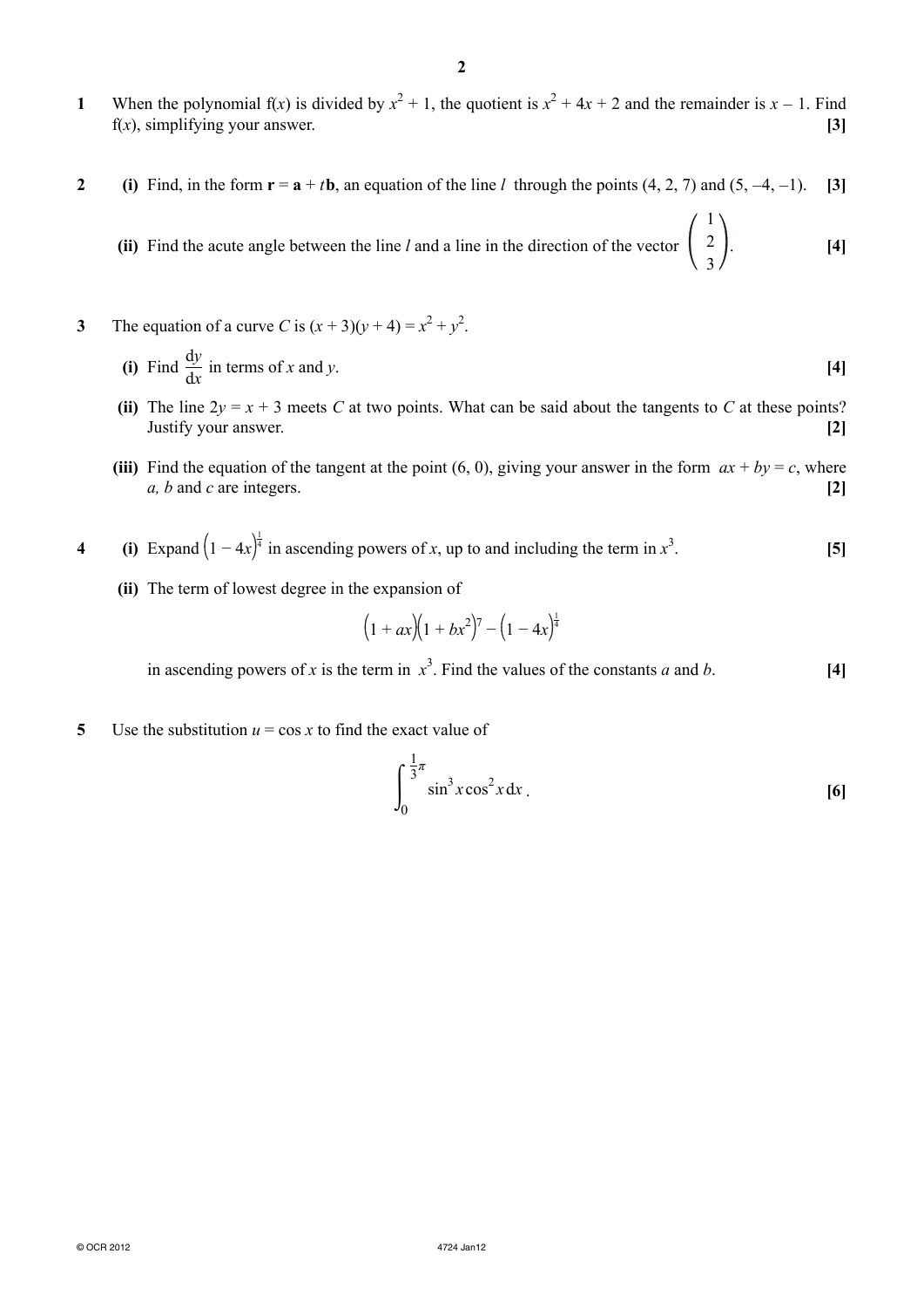**1** When the polynomial f($x$) is divided by $x^2 + 1$, the quotient is $x^2 + 4x + 2$ and the remainder is $x - 1$. Find f($x$), simplifying your answer. **[3]**

**2** **(i)** Find, in the form $\mathbf{r} = \mathbf{a} + t\mathbf{b}$, an equation of the line $l$ through the points (4, 2, 7) and (5, –4, –1). **[3]**

**(ii)** Find the acute angle between the line $l$ and a line in the direction of the vector $\begin{pmatrix} 1 \\ 2 \\ 3 \end{pmatrix}$. **[4]**

**3** The equation of a curve $C$ is $(x + 3)(y + 4) = x^2 + y^2$.

**(i)** Find $\frac{dy}{dx}$ in terms of $x$ and $y$. **[4]**

**(ii)** The line $2y = x + 3$ meets $C$ at two points. What can be said about the tangents to $C$ at these points? Justify your answer. **[2]**

**(iii)** Find the equation of the tangent at the point (6, 0), giving your answer in the form $ax + by = c$, where $a$, $b$ and $c$ are integers. **[2]**

**4** **(i)** Expand $(1 - 4x)^{\frac{1}{4}}$ in ascending powers of $x$, up to and including the term in $x^3$. **[5]**

**(ii)** The term of lowest degree in the expansion of

$$(1 + ax)(1 + bx^2)^7 - (1 - 4x)^{\frac{1}{4}}$$

in ascending powers of $x$ is the term in $x^3$. Find the values of the constants $a$ and $b$. **[4]**

**5** Use the substitution $u = \cos x$ to find the exact value of

$$\int_0^{\frac{1}{3}\pi} \sin^3 x \cos^2 x \, dx.$$

**[6]**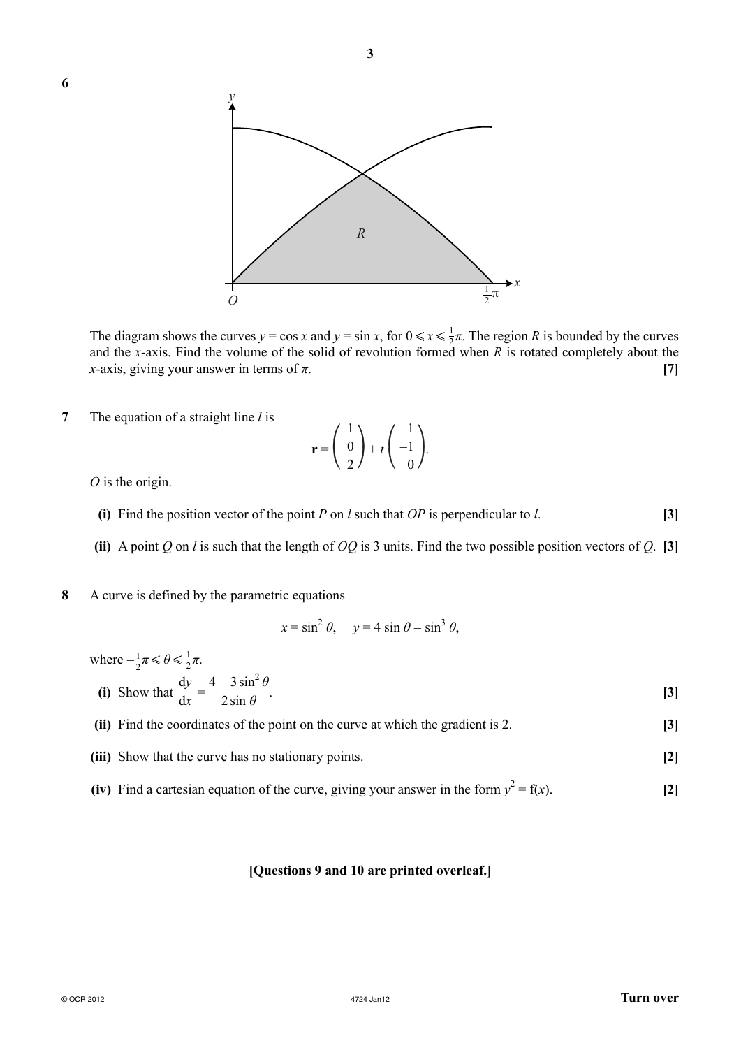**6**

The diagram shows the curves $y = \cos x$ and $y = \sin x$, for $0 \leqslant x \leqslant \frac{1}{2}\pi$. The region $R$ is bounded by the curves and the $x$-axis. Find the volume of the solid of revolution formed when $R$ is rotated completely about the $x$-axis, giving your answer in terms of $\pi$. **[7]**

**7** The equation of a straight line $l$ is

$$\mathbf{r} = \begin{pmatrix} 1 \\ 0 \\ 2 \end{pmatrix} + t\begin{pmatrix} 1 \\ -1 \\ 0 \end{pmatrix}.$$

$O$ is the origin.

**(i)** Find the position vector of the point $P$ on $l$ such that $OP$ is perpendicular to $l$. **[3]**

**(ii)** A point $Q$ on $l$ is such that the length of $OQ$ is 3 units. Find the two possible position vectors of $Q$. **[3]**

**8** A curve is defined by the parametric equations

$$x = \sin^2\theta, \quad y = 4\sin\theta - \sin^3\theta,$$

where $-\frac{1}{2}\pi \leqslant \theta \leqslant \frac{1}{2}\pi$.

**(i)** Show that $\dfrac{dy}{dx} = \dfrac{4 - 3\sin^2\theta}{2\sin\theta}$. **[3]**

**(ii)** Find the coordinates of the point on the curve at which the gradient is 2. **[3]**

**(iii)** Show that the curve has no stationary points. **[2]**

**(iv)** Find a cartesian equation of the curve, giving your answer in the form $y^2 = f(x)$. **[2]**

**[Questions 9 and 10 are printed overleaf.]**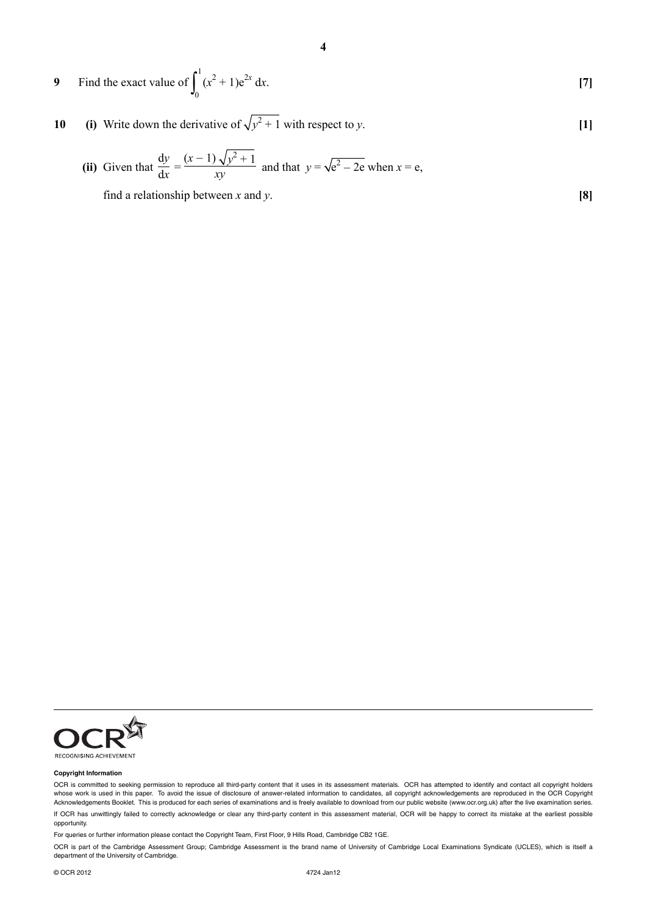**9** Find the exact value of $\int_0^1 (x^2 + 1)e^{2x}\,dx$. **[7]**

**10** **(i)** Write down the derivative of $\sqrt{y^2 + 1}$ with respect to $y$. **[1]**

**(ii)** Given that $\frac{dy}{dx} = \frac{(x-1)\sqrt{y^2+1}}{xy}$ and that $y = \sqrt{e^2 - 2e}$ when $x = e$,

find a relationship between $x$ and $y$. **[8]**

**Copyright Information**

OCR is committed to seeking permission to reproduce all third-party content that it uses in its assessment materials. OCR has attempted to identify and contact all copyright holders whose work is used in this paper. To avoid the issue of disclosure of answer-related information to candidates, all copyright acknowledgements are reproduced in the OCR Copyright Acknowledgements Booklet. This is produced for each series of examinations and is freely available to download from our public website (www.ocr.org.uk) after the live examination series.

If OCR has unwittingly failed to correctly acknowledge or clear any third-party content in this assessment material, OCR will be happy to correct its mistake at the earliest possible opportunity.

For queries or further information please contact the Copyright Team, First Floor, 9 Hills Road, Cambridge CB2 1GE.

OCR is part of the Cambridge Assessment Group; Cambridge Assessment is the brand name of University of Cambridge Local Examinations Syndicate (UCLES), which is itself a department of the University of Cambridge.

© OCR 2012 4724 Jan12